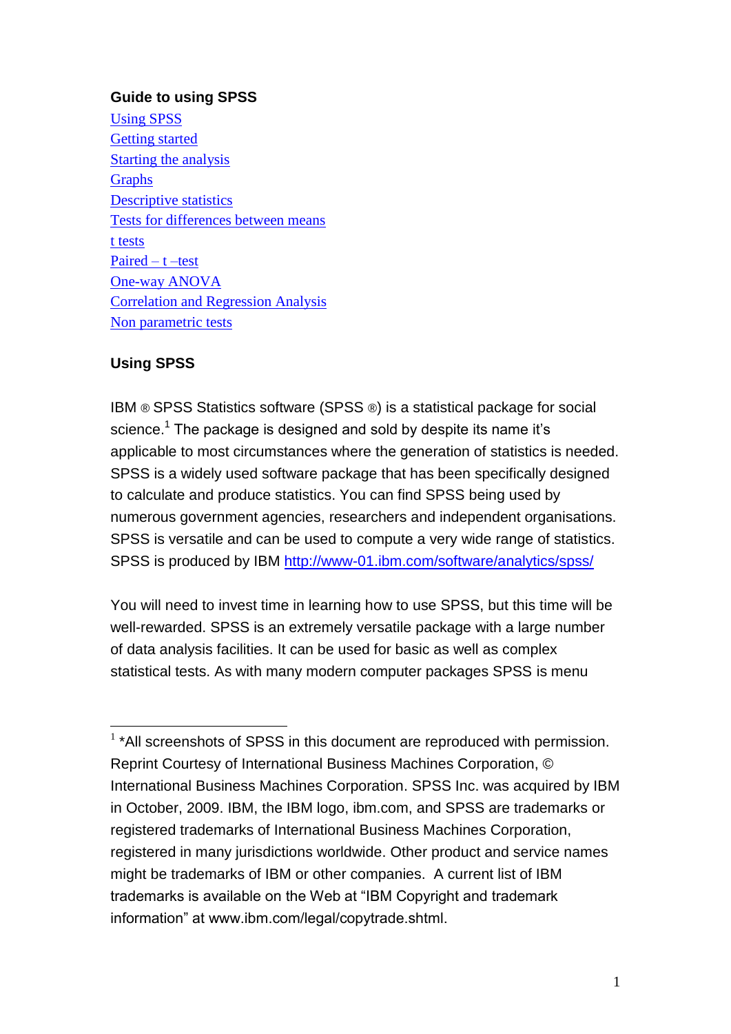## Guide to using SPSS

[Using SPSS](#using-spss)
[Getting started](#getting-started)
[Starting the analysis](#starting-the-analysis)
[Graphs](#graphs)
[Descriptive statistics](#descriptive-statistics)
[Tests for differences between means](#tests-for-differences-between-means)
[t tests](#t-tests)
[Paired – t –test](#paired-t-test)
[One-way ANOVA](#one-way-anova)
[Correlation and Regression Analysis](#correlation-and-regression-analysis)
[Non parametric tests](#non-parametric-tests)

## Using SPSS

IBM ® SPSS Statistics software (SPSS ®) is a statistical package for social science.[1] The package is designed and sold by despite its name it's applicable to most circumstances where the generation of statistics is needed. SPSS is a widely used software package that has been specifically designed to calculate and produce statistics. You can find SPSS being used by numerous government agencies, researchers and independent organisations. SPSS is versatile and can be used to compute a very wide range of statistics. SPSS is produced by IBM http://www-01.ibm.com/software/analytics/spss/

You will need to invest time in learning how to use SPSS, but this time will be well-rewarded. SPSS is an extremely versatile package with a large number of data analysis facilities. It can be used for basic as well as complex statistical tests. As with many modern computer packages SPSS is menu

---

[1] *All screenshots of SPSS in this document are reproduced with permission. Reprint Courtesy of International Business Machines Corporation, © International Business Machines Corporation. SPSS Inc. was acquired by IBM in October, 2009. IBM, the IBM logo, ibm.com, and SPSS are trademarks or registered trademarks of International Business Machines Corporation, registered in many jurisdictions worldwide. Other product and service names might be trademarks of IBM or other companies. A current list of IBM trademarks is available on the Web at "IBM Copyright and trademark information" at www.ibm.com/legal/copytrade.shtml.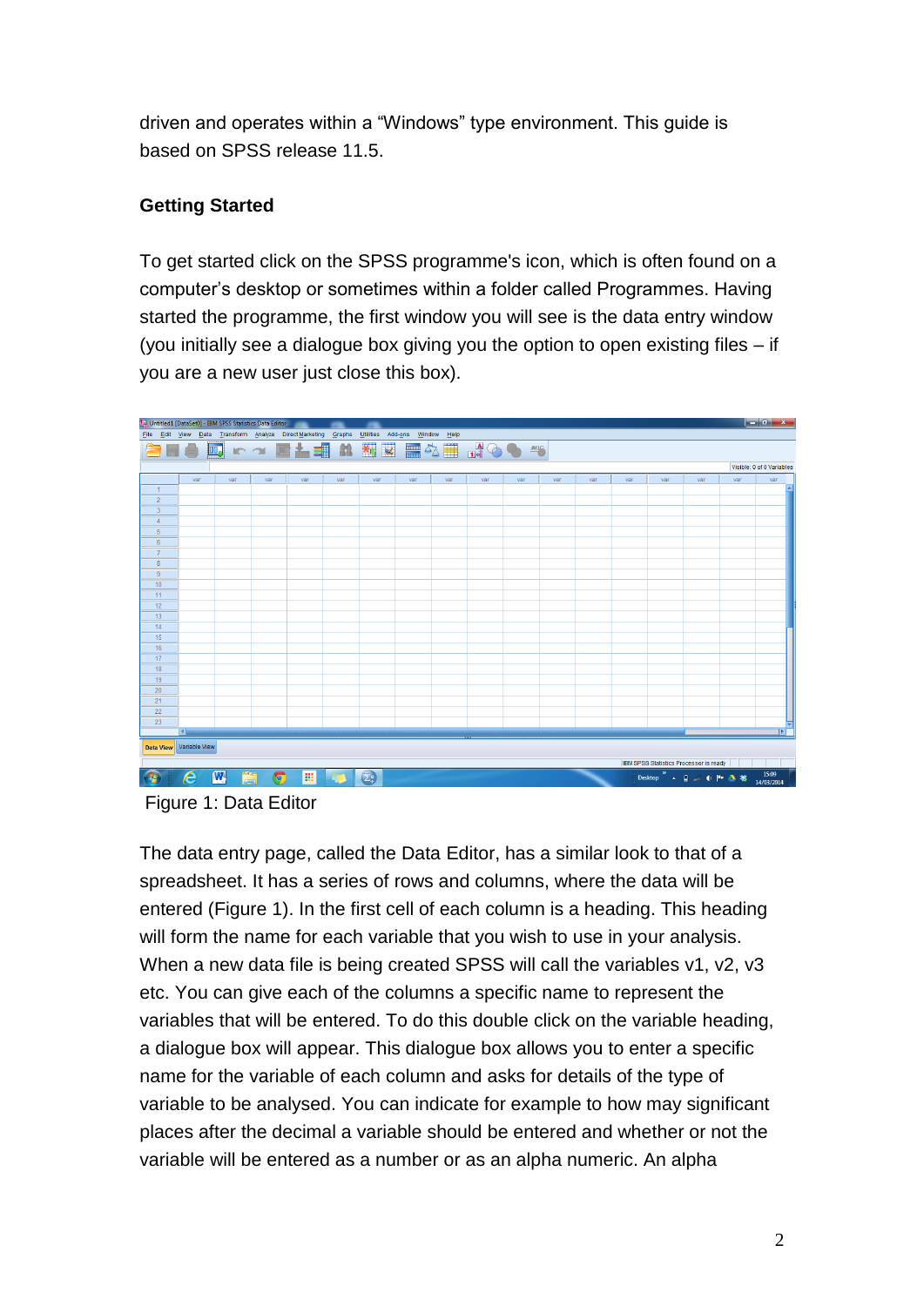driven and operates within a “Windows” type environment. This guide is based on SPSS release 11.5.

## Getting Started

To get started click on the SPSS programme's icon, which is often found on a computer’s desktop or sometimes within a folder called Programmes. Having started the programme, the first window you will see is the data entry window (you initially see a dialogue box giving you the option to open existing files – if you are a new user just close this box).

Figure 1: Data Editor

The data entry page, called the Data Editor, has a similar look to that of a spreadsheet. It has a series of rows and columns, where the data will be entered (Figure 1). In the first cell of each column is a heading. This heading will form the name for each variable that you wish to use in your analysis. When a new data file is being created SPSS will call the variables v1, v2, v3 etc. You can give each of the columns a specific name to represent the variables that will be entered. To do this double click on the variable heading, a dialogue box will appear. This dialogue box allows you to enter a specific name for the variable of each column and asks for details of the type of variable to be analysed. You can indicate for example to how may significant places after the decimal a variable should be entered and whether or not the variable will be entered as a number or as an alpha numeric. An alpha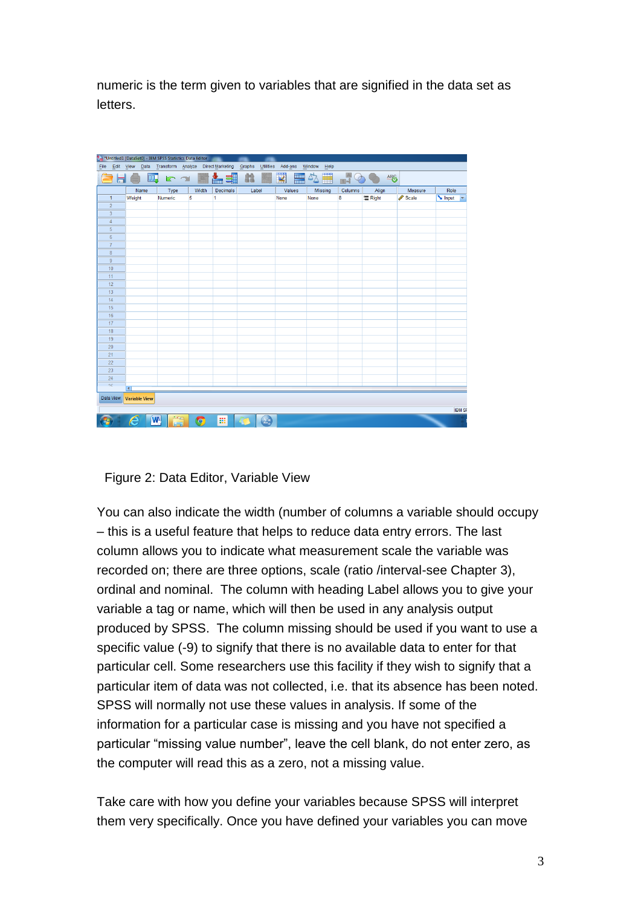numeric is the term given to variables that are signified in the data set as letters.

Figure 2: Data Editor, Variable View

You can also indicate the width (number of columns a variable should occupy – this is a useful feature that helps to reduce data entry errors. The last column allows you to indicate what measurement scale the variable was recorded on; there are three options, scale (ratio /interval-see Chapter 3), ordinal and nominal. The column with heading Label allows you to give your variable a tag or name, which will then be used in any analysis output produced by SPSS. The column missing should be used if you want to use a specific value (-9) to signify that there is no available data to enter for that particular cell. Some researchers use this facility if they wish to signify that a particular item of data was not collected, i.e. that its absence has been noted. SPSS will normally not use these values in analysis. If some of the information for a particular case is missing and you have not specified a particular "missing value number", leave the cell blank, do not enter zero, as the computer will read this as a zero, not a missing value.

Take care with how you define your variables because SPSS will interpret them very specifically. Once you have defined your variables you can move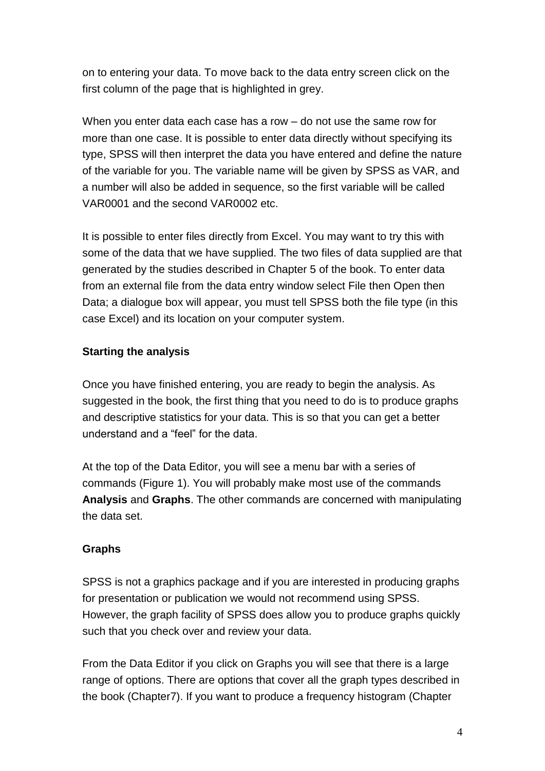on to entering your data. To move back to the data entry screen click on the first column of the page that is highlighted in grey.

When you enter data each case has a row – do not use the same row for more than one case. It is possible to enter data directly without specifying its type, SPSS will then interpret the data you have entered and define the nature of the variable for you. The variable name will be given by SPSS as VAR, and a number will also be added in sequence, so the first variable will be called VAR0001 and the second VAR0002 etc.

It is possible to enter files directly from Excel. You may want to try this with some of the data that we have supplied. The two files of data supplied are that generated by the studies described in Chapter 5 of the book. To enter data from an external file from the data entry window select File then Open then Data; a dialogue box will appear, you must tell SPSS both the file type (in this case Excel) and its location on your computer system.

**Starting the analysis**

Once you have finished entering, you are ready to begin the analysis. As suggested in the book, the first thing that you need to do is to produce graphs and descriptive statistics for your data. This is so that you can get a better understand and a "feel" for the data.

At the top of the Data Editor, you will see a menu bar with a series of commands (Figure 1). You will probably make most use of the commands **Analysis** and **Graphs**. The other commands are concerned with manipulating the data set.

**Graphs**

SPSS is not a graphics package and if you are interested in producing graphs for presentation or publication we would not recommend using SPSS. However, the graph facility of SPSS does allow you to produce graphs quickly such that you check over and review your data.

From the Data Editor if you click on Graphs you will see that there is a large range of options. There are options that cover all the graph types described in the book (Chapter7). If you want to produce a frequency histogram (Chapter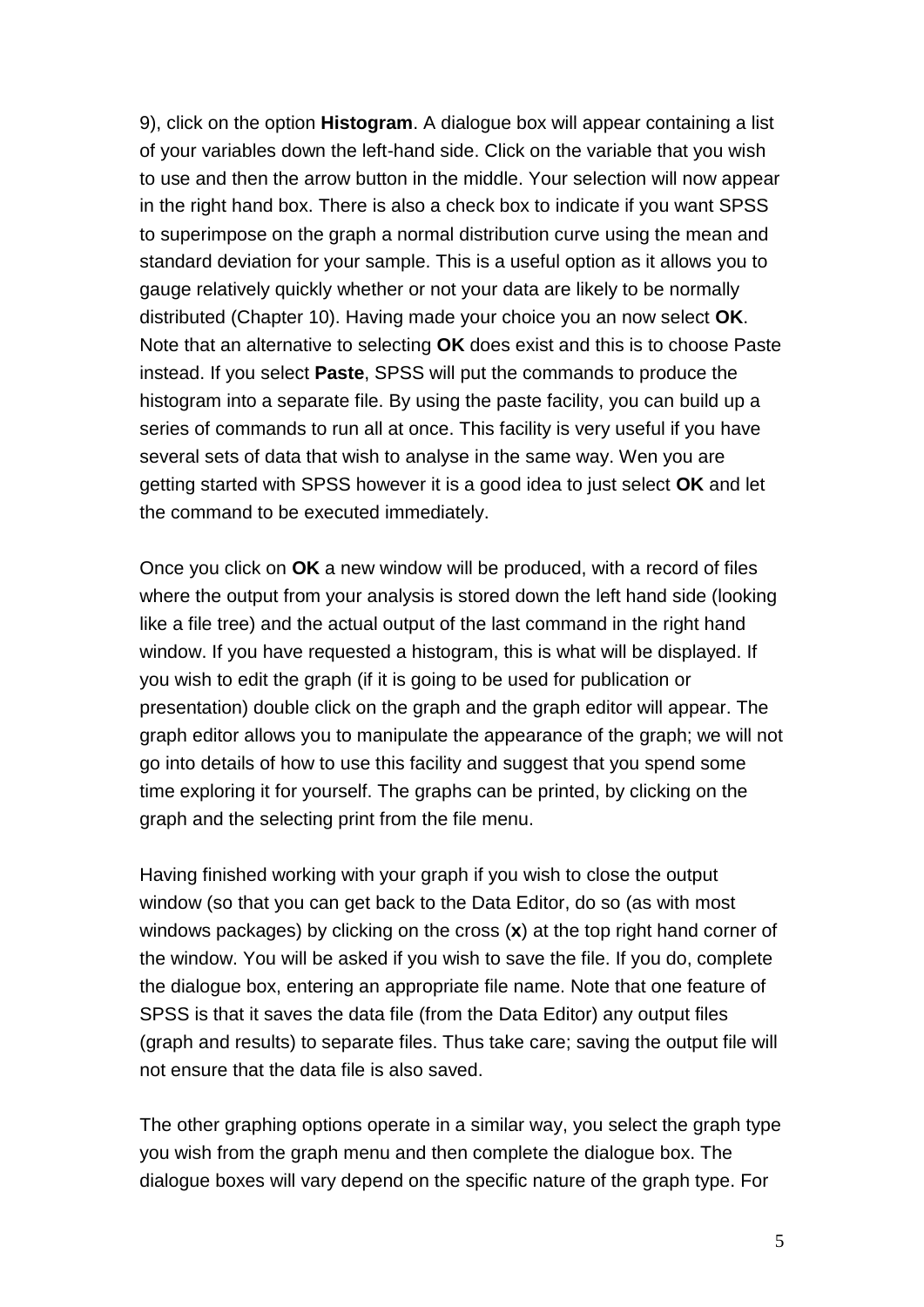9), click on the option **Histogram**. A dialogue box will appear containing a list of your variables down the left-hand side. Click on the variable that you wish to use and then the arrow button in the middle. Your selection will now appear in the right hand box. There is also a check box to indicate if you want SPSS to superimpose on the graph a normal distribution curve using the mean and standard deviation for your sample. This is a useful option as it allows you to gauge relatively quickly whether or not your data are likely to be normally distributed (Chapter 10). Having made your choice you an now select **OK**. Note that an alternative to selecting **OK** does exist and this is to choose Paste instead. If you select **Paste**, SPSS will put the commands to produce the histogram into a separate file. By using the paste facility, you can build up a series of commands to run all at once. This facility is very useful if you have several sets of data that wish to analyse in the same way. Wen you are getting started with SPSS however it is a good idea to just select **OK** and let the command to be executed immediately.

Once you click on **OK** a new window will be produced, with a record of files where the output from your analysis is stored down the left hand side (looking like a file tree) and the actual output of the last command in the right hand window. If you have requested a histogram, this is what will be displayed. If you wish to edit the graph (if it is going to be used for publication or presentation) double click on the graph and the graph editor will appear. The graph editor allows you to manipulate the appearance of the graph; we will not go into details of how to use this facility and suggest that you spend some time exploring it for yourself. The graphs can be printed, by clicking on the graph and the selecting print from the file menu.

Having finished working with your graph if you wish to close the output window (so that you can get back to the Data Editor, do so (as with most windows packages) by clicking on the cross (**x**) at the top right hand corner of the window. You will be asked if you wish to save the file. If you do, complete the dialogue box, entering an appropriate file name. Note that one feature of SPSS is that it saves the data file (from the Data Editor) any output files (graph and results) to separate files. Thus take care; saving the output file will not ensure that the data file is also saved.

The other graphing options operate in a similar way, you select the graph type you wish from the graph menu and then complete the dialogue box. The dialogue boxes will vary depend on the specific nature of the graph type. For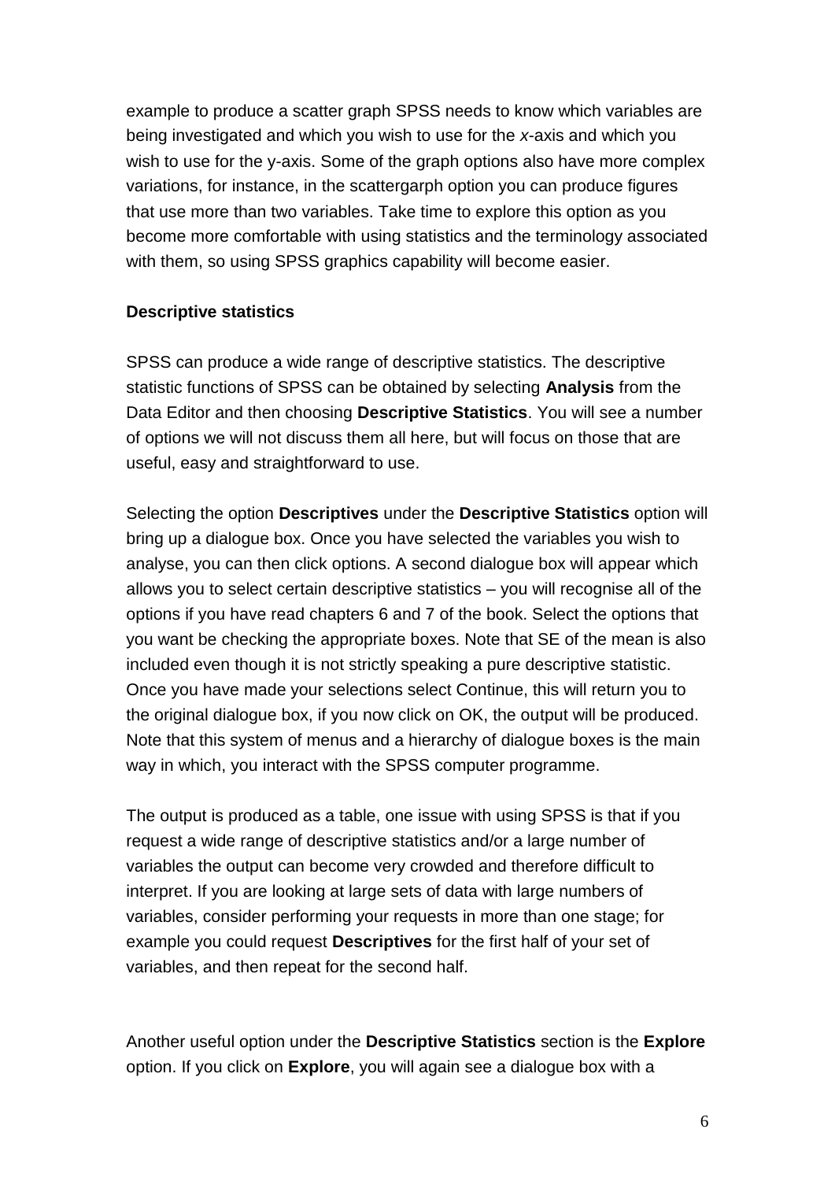example to produce a scatter graph SPSS needs to know which variables are being investigated and which you wish to use for the *x*-axis and which you wish to use for the y-axis. Some of the graph options also have more complex variations, for instance, in the scattergarph option you can produce figures that use more than two variables. Take time to explore this option as you become more comfortable with using statistics and the terminology associated with them, so using SPSS graphics capability will become easier.

**Descriptive statistics**

SPSS can produce a wide range of descriptive statistics. The descriptive statistic functions of SPSS can be obtained by selecting **Analysis** from the Data Editor and then choosing **Descriptive Statistics**. You will see a number of options we will not discuss them all here, but will focus on those that are useful, easy and straightforward to use.

Selecting the option **Descriptives** under the **Descriptive Statistics** option will bring up a dialogue box. Once you have selected the variables you wish to analyse, you can then click options. A second dialogue box will appear which allows you to select certain descriptive statistics – you will recognise all of the options if you have read chapters 6 and 7 of the book. Select the options that you want be checking the appropriate boxes. Note that SE of the mean is also included even though it is not strictly speaking a pure descriptive statistic. Once you have made your selections select Continue, this will return you to the original dialogue box, if you now click on OK, the output will be produced. Note that this system of menus and a hierarchy of dialogue boxes is the main way in which, you interact with the SPSS computer programme.

The output is produced as a table, one issue with using SPSS is that if you request a wide range of descriptive statistics and/or a large number of variables the output can become very crowded and therefore difficult to interpret. If you are looking at large sets of data with large numbers of variables, consider performing your requests in more than one stage; for example you could request **Descriptives** for the first half of your set of variables, and then repeat for the second half.

Another useful option under the **Descriptive Statistics** section is the **Explore** option. If you click on **Explore**, you will again see a dialogue box with a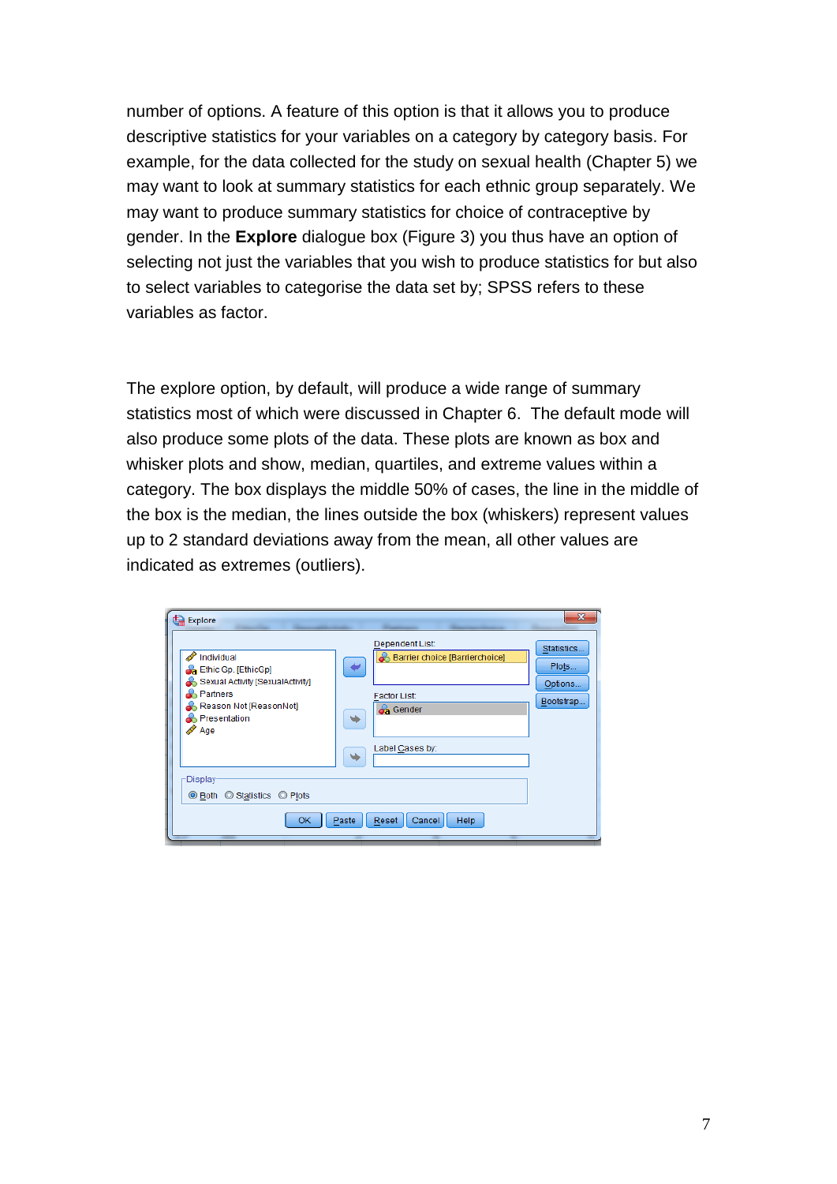number of options. A feature of this option is that it allows you to produce descriptive statistics for your variables on a category by category basis. For example, for the data collected for the study on sexual health (Chapter 5) we may want to look at summary statistics for each ethnic group separately. We may want to produce summary statistics for choice of contraceptive by gender. In the **Explore** dialogue box (Figure 3) you thus have an option of selecting not just the variables that you wish to produce statistics for but also to select variables to categorise the data set by; SPSS refers to these variables as factor.

The explore option, by default, will produce a wide range of summary statistics most of which were discussed in Chapter 6. The default mode will also produce some plots of the data. These plots are known as box and whisker plots and show, median, quartiles, and extreme values within a category. The box displays the middle 50% of cases, the line in the middle of the box is the median, the lines outside the box (whiskers) represent values up to 2 standard deviations away from the mean, all other values are indicated as extremes (outliers).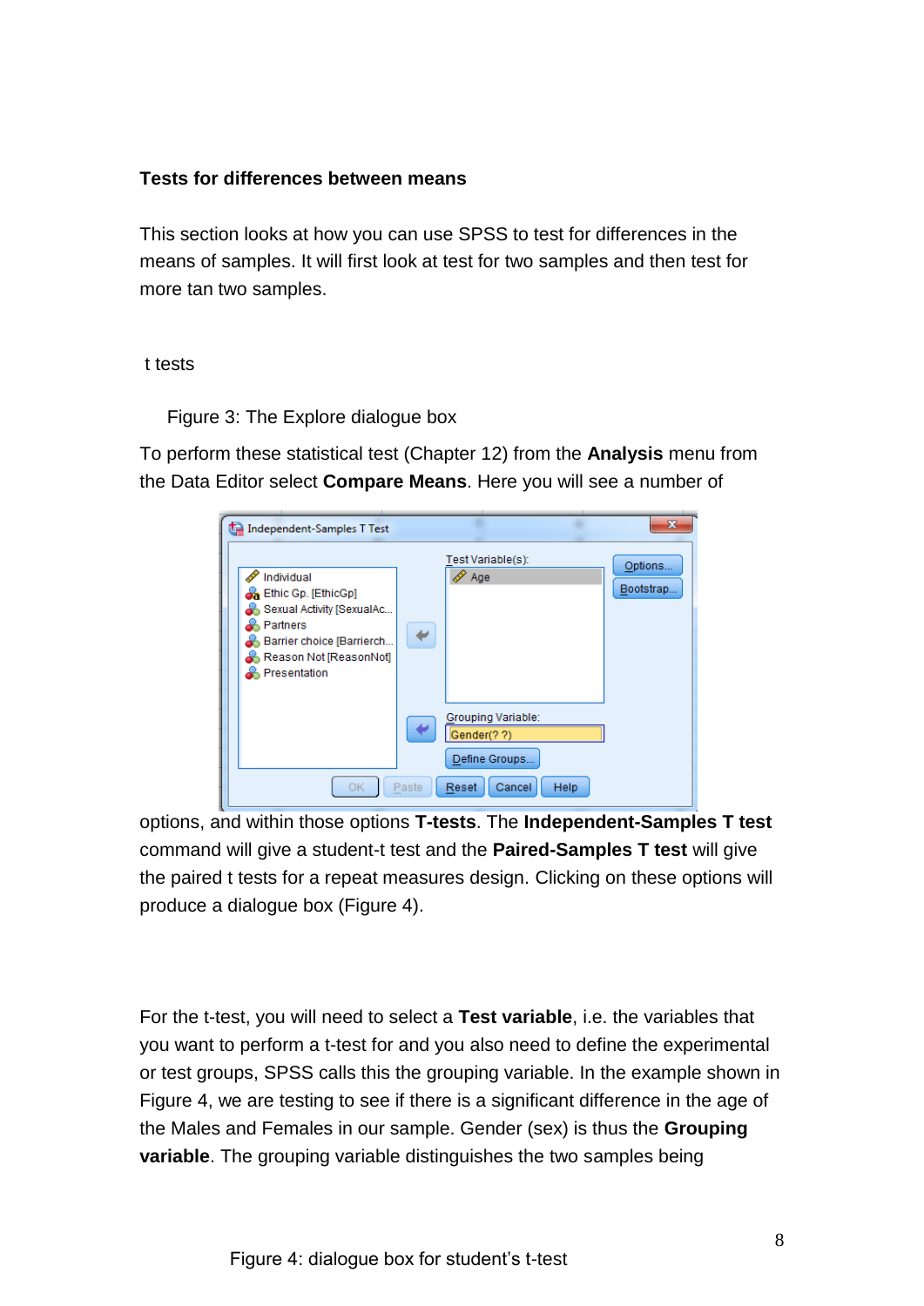**Tests for differences between means**

This section looks at how you can use SPSS to test for differences in the means of samples. It will first look at test for two samples and then test for more tan two samples.

t tests

Figure 3: The Explore dialogue box

To perform these statistical test (Chapter 12) from the **Analysis** menu from the Data Editor select **Compare Means**. Here you will see a number of options, and within those options **T-tests**. The **Independent-Samples T test** command will give a student-t test and the **Paired-Samples T test** will give the paired t tests for a repeat measures design. Clicking on these options will produce a dialogue box (Figure 4).

For the t-test, you will need to select a **Test variable**, i.e. the variables that you want to perform a t-test for and you also need to define the experimental or test groups, SPSS calls this the grouping variable. In the example shown in Figure 4, we are testing to see if there is a significant difference in the age of the Males and Females in our sample. Gender (sex) is thus the **Grouping variable**. The grouping variable distinguishes the two samples being

Figure 4: dialogue box for student's t-test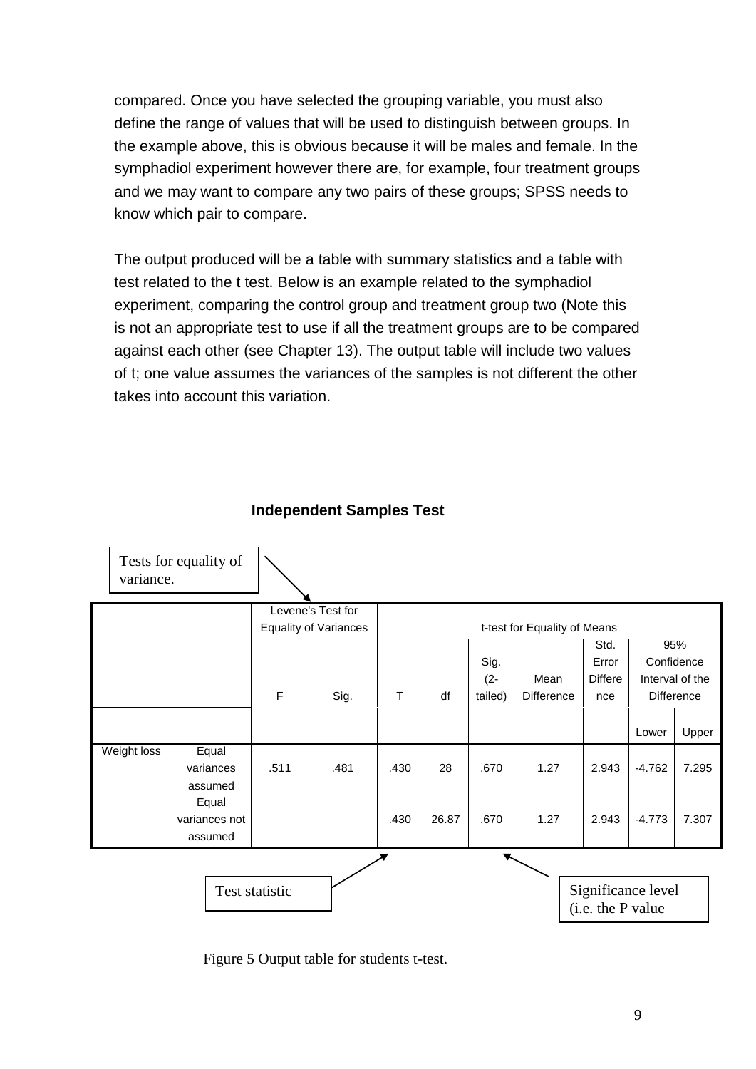compared. Once you have selected the grouping variable, you must also define the range of values that will be used to distinguish between groups. In the example above, this is obvious because it will be males and female. In the symphadiol experiment however there are, for example, four treatment groups and we may want to compare any two pairs of these groups; SPSS needs to know which pair to compare.

The output produced will be a table with summary statistics and a table with test related to the t test. Below is an example related to the symphadiol experiment, comparing the control group and treatment group two (Note this is not an appropriate test to use if all the treatment groups are to be compared against each other (see Chapter 13). The output table will include two values of t; one value assumes the variances of the samples is not different the other takes into account this variation.

**Independent Samples Test**

Tests for equality of variance.

| | | Levene's Test for Equality of Variances | | t-test for Equality of Means | | | | | | |
|---|---|---|---|---|---|---|---|---|---|---|
| | | F | Sig. | T | df | Sig. (2-tailed) | Mean Difference | Std. Error Difference | 95% Confidence Interval of the Difference | |
| | | | | | | | | | Lower | Upper |
| Weight loss | Equal variances assumed | .511 | .481 | .430 | 28 | .670 | 1.27 | 2.943 | -4.762 | 7.295 |
| | Equal variances not assumed | | | .430 | 26.87 | .670 | 1.27 | 2.943 | -4.773 | 7.307 |

Test statistic

Significance level (i.e. the P value

Figure 5 Output table for students t-test.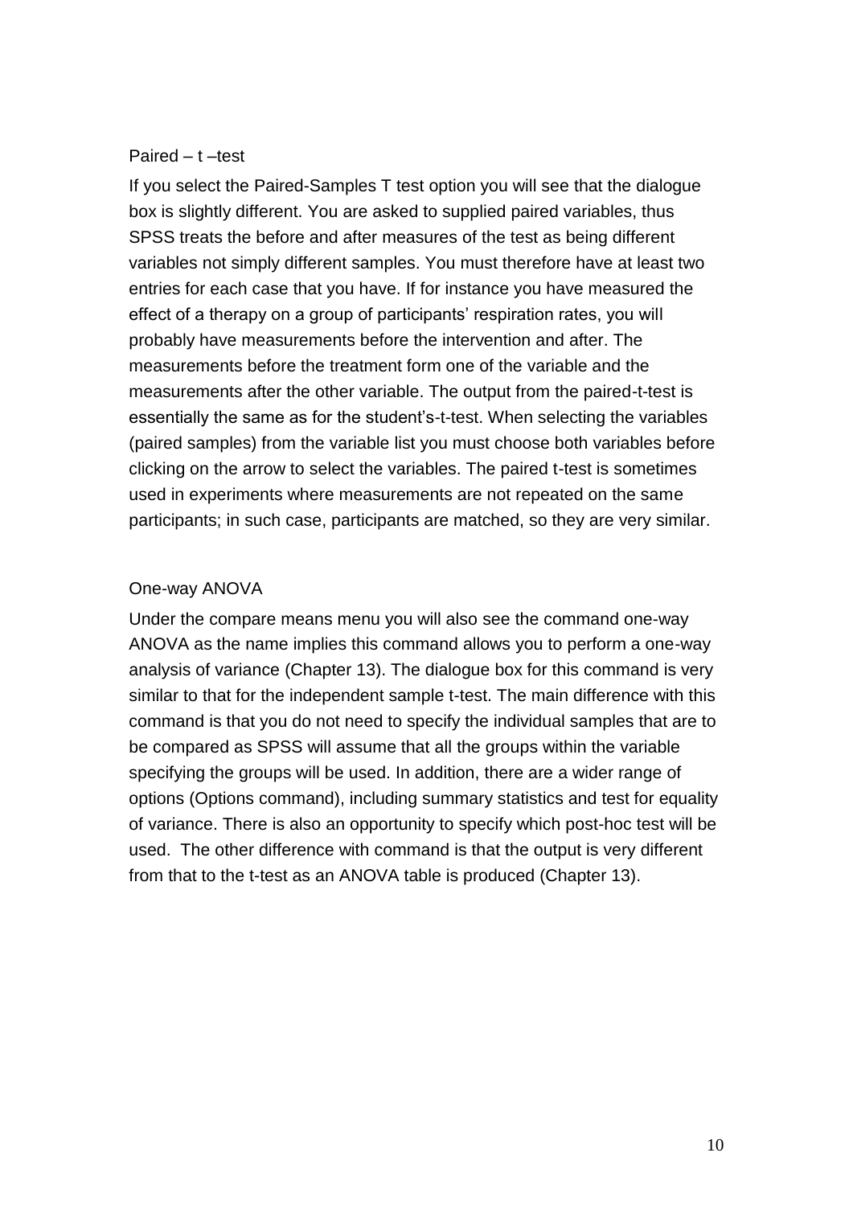## Paired – t –test

If you select the Paired-Samples T test option you will see that the dialogue box is slightly different. You are asked to supplied paired variables, thus SPSS treats the before and after measures of the test as being different variables not simply different samples. You must therefore have at least two entries for each case that you have. If for instance you have measured the effect of a therapy on a group of participants' respiration rates, you will probably have measurements before the intervention and after. The measurements before the treatment form one of the variable and the measurements after the other variable. The output from the paired-t-test is essentially the same as for the student's-t-test. When selecting the variables (paired samples) from the variable list you must choose both variables before clicking on the arrow to select the variables. The paired t-test is sometimes used in experiments where measurements are not repeated on the same participants; in such case, participants are matched, so they are very similar.

## One-way ANOVA

Under the compare means menu you will also see the command one-way ANOVA as the name implies this command allows you to perform a one-way analysis of variance (Chapter 13). The dialogue box for this command is very similar to that for the independent sample t-test. The main difference with this command is that you do not need to specify the individual samples that are to be compared as SPSS will assume that all the groups within the variable specifying the groups will be used. In addition, there are a wider range of options (Options command), including summary statistics and test for equality of variance. There is also an opportunity to specify which post-hoc test will be used. The other difference with command is that the output is very different from that to the t-test as an ANOVA table is produced (Chapter 13).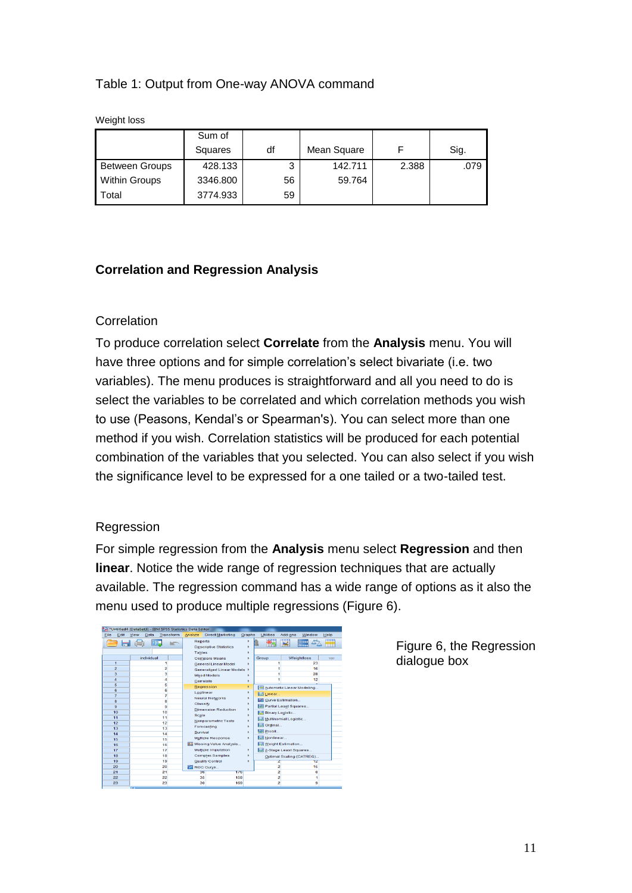Table 1: Output from One-way ANOVA command

Weight loss

| | Sum of Squares | df | Mean Square | F | Sig. |
|---|---|---|---|---|---|
| Between Groups | 428.133 | 3 | 142.711 | 2.388 | .079 |
| Within Groups | 3346.800 | 56 | 59.764 | | |
| Total | 3774.933 | 59 | | | |

## Correlation and Regression Analysis

### Correlation

To produce correlation select **Correlate** from the **Analysis** menu. You will have three options and for simple correlation's select bivariate (i.e. two variables). The menu produces is straightforward and all you need to do is select the variables to be correlated and which correlation methods you wish to use (Peasons, Kendal's or Spearman's). You can select more than one method if you wish. Correlation statistics will be produced for each potential combination of the variables that you selected. You can also select if you wish the significance level to be expressed for a one tailed or a two-tailed test.

### Regression

For simple regression from the **Analysis** menu select **Regression** and then **linear**. Notice the wide range of regression techniques that are actually available. The regression command has a wide range of options as it also the menu used to produce multiple regressions (Figure 6).

Figure 6, the Regression dialogue box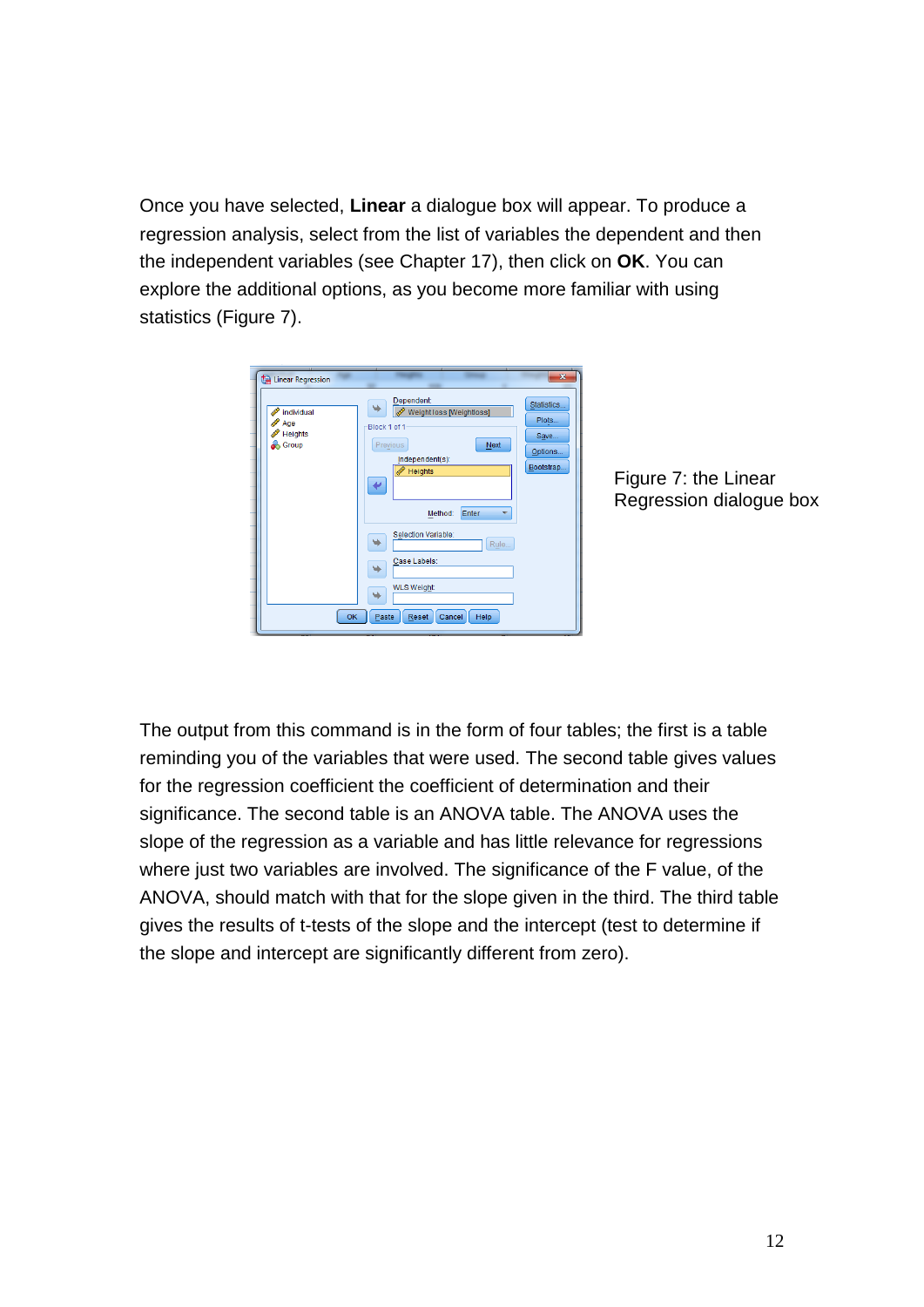Once you have selected, **Linear** a dialogue box will appear. To produce a regression analysis, select from the list of variables the dependent and then the independent variables (see Chapter 17), then click on **OK**. You can explore the additional options, as you become more familiar with using statistics (Figure 7).

Figure 7: the Linear Regression dialogue box

The output from this command is in the form of four tables; the first is a table reminding you of the variables that were used. The second table gives values for the regression coefficient the coefficient of determination and their significance. The second table is an ANOVA table. The ANOVA uses the slope of the regression as a variable and has little relevance for regressions where just two variables are involved. The significance of the F value, of the ANOVA, should match with that for the slope given in the third. The third table gives the results of t-tests of the slope and the intercept (test to determine if the slope and intercept are significantly different from zero).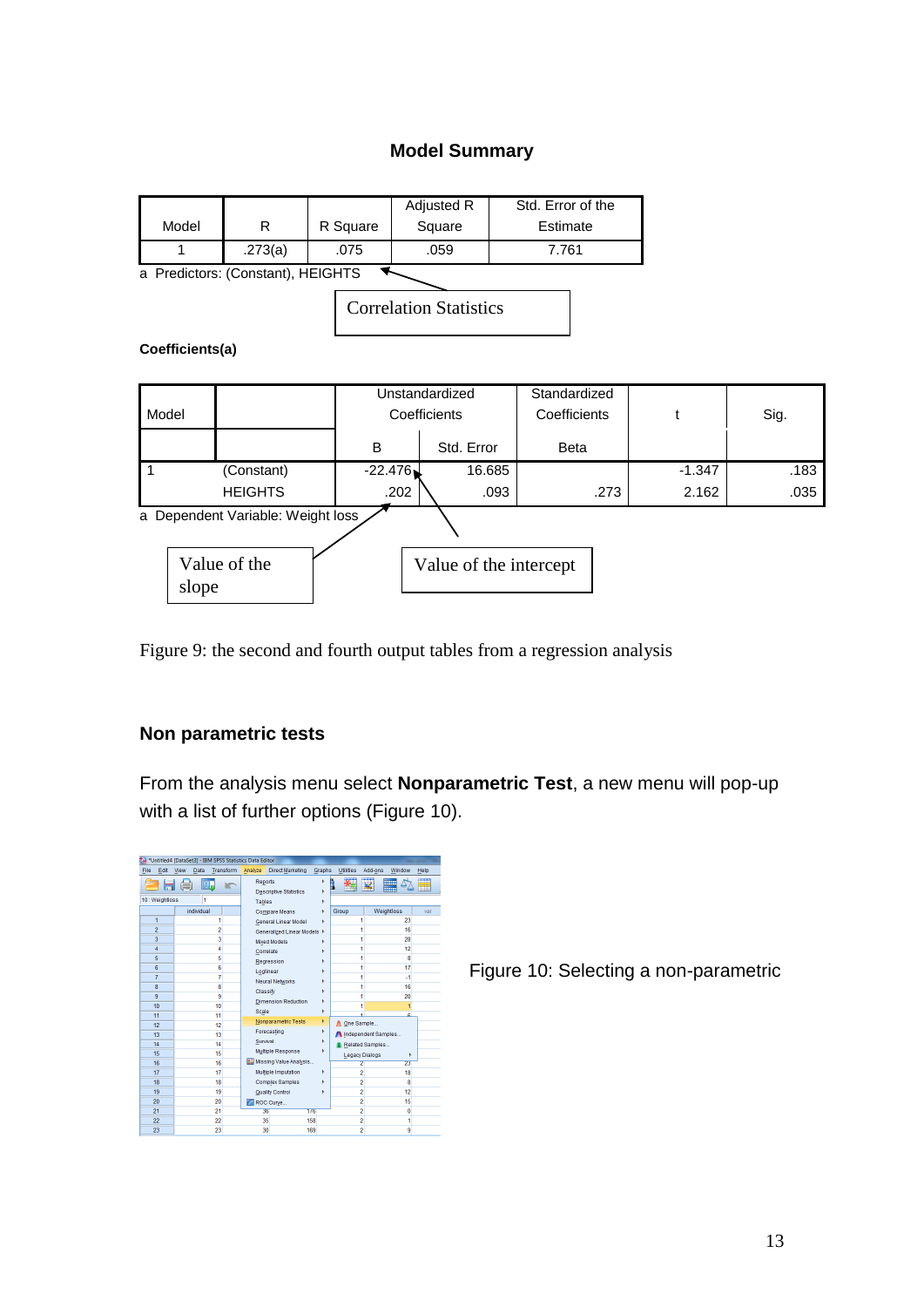**Model Summary**

| Model | R | R Square | Adjusted R Square | Std. Error of the Estimate |
|---|---|---|---|---|
| 1 | .273(a) | .075 | .059 | 7.761 |

a Predictors: (Constant), HEIGHTS

Correlation Statistics

**Coefficients(a)**

| Model | | Unstandardized Coefficients | | Standardized Coefficients | t | Sig. |
|---|---|---|---|---|---|---|
| | | B | Std. Error | Beta | | |
| 1 | (Constant) | -22.476 | 16.685 | | -1.347 | .183 |
| | HEIGHTS | .202 | .093 | .273 | 2.162 | .035 |

a Dependent Variable: Weight loss

Value of the slope

Value of the intercept

Figure 9: the second and fourth output tables from a regression analysis

## Non parametric tests

From the analysis menu select **Nonparametric Test**, a new menu will pop-up with a list of further options (Figure 10).

Figure 10: Selecting a non-parametric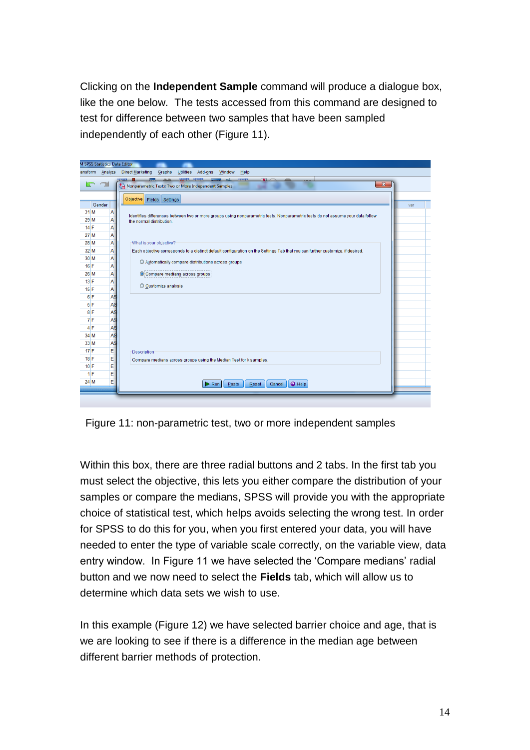Clicking on the **Independent Sample** command will produce a dialogue box, like the one below. The tests accessed from this command are designed to test for difference between two samples that have been sampled independently of each other (Figure 11).

Figure 11: non-parametric test, two or more independent samples

Within this box, there are three radial buttons and 2 tabs. In the first tab you must select the objective, this lets you either compare the distribution of your samples or compare the medians, SPSS will provide you with the appropriate choice of statistical test, which helps avoids selecting the wrong test. In order for SPSS to do this for you, when you first entered your data, you will have needed to enter the type of variable scale correctly, on the variable view, data entry window. In Figure 11 we have selected the 'Compare medians' radial button and we now need to select the **Fields** tab, which will allow us to determine which data sets we wish to use.

In this example (Figure 12) we have selected barrier choice and age, that is we are looking to see if there is a difference in the median age between different barrier methods of protection.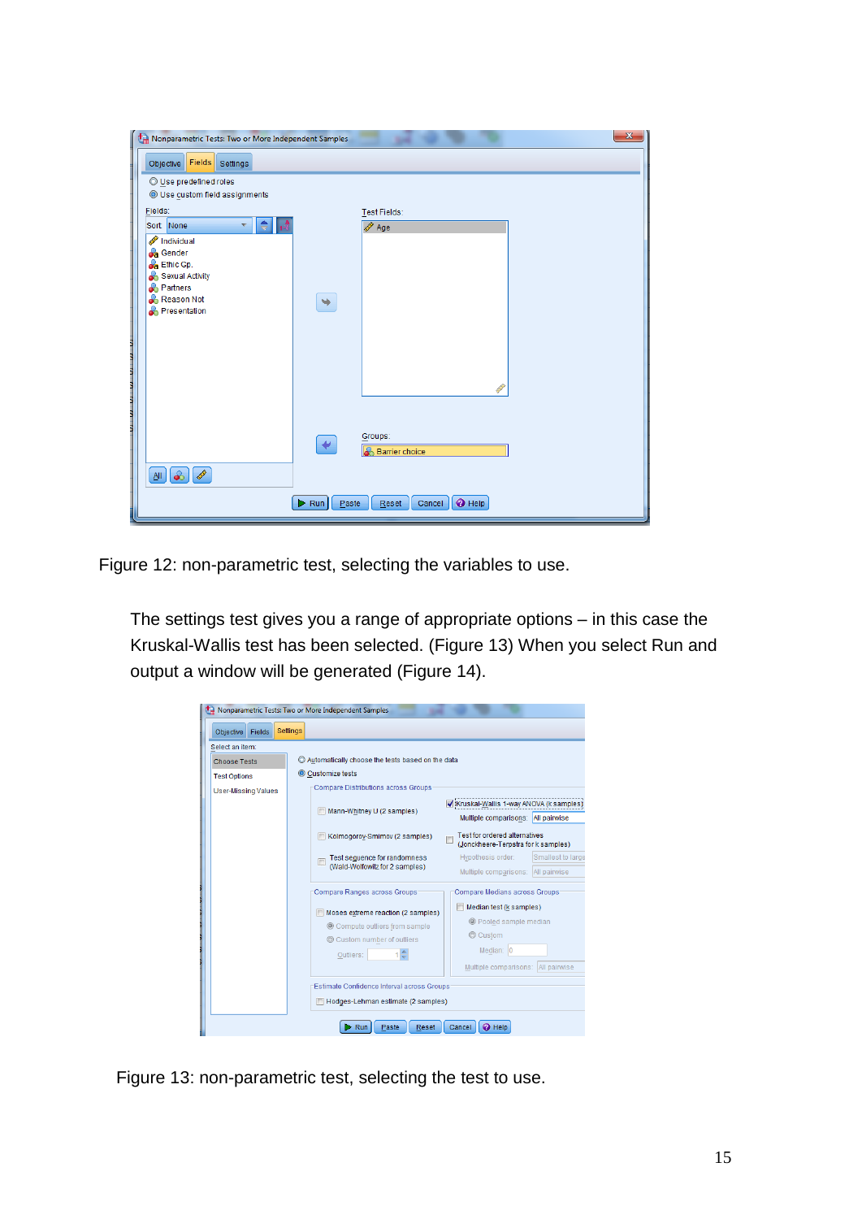Figure 12: non-parametric test, selecting the variables to use.

The settings test gives you a range of appropriate options – in this case the Kruskal-Wallis test has been selected. (Figure 13) When you select Run and output a window will be generated (Figure 14).

Figure 13: non-parametric test, selecting the test to use.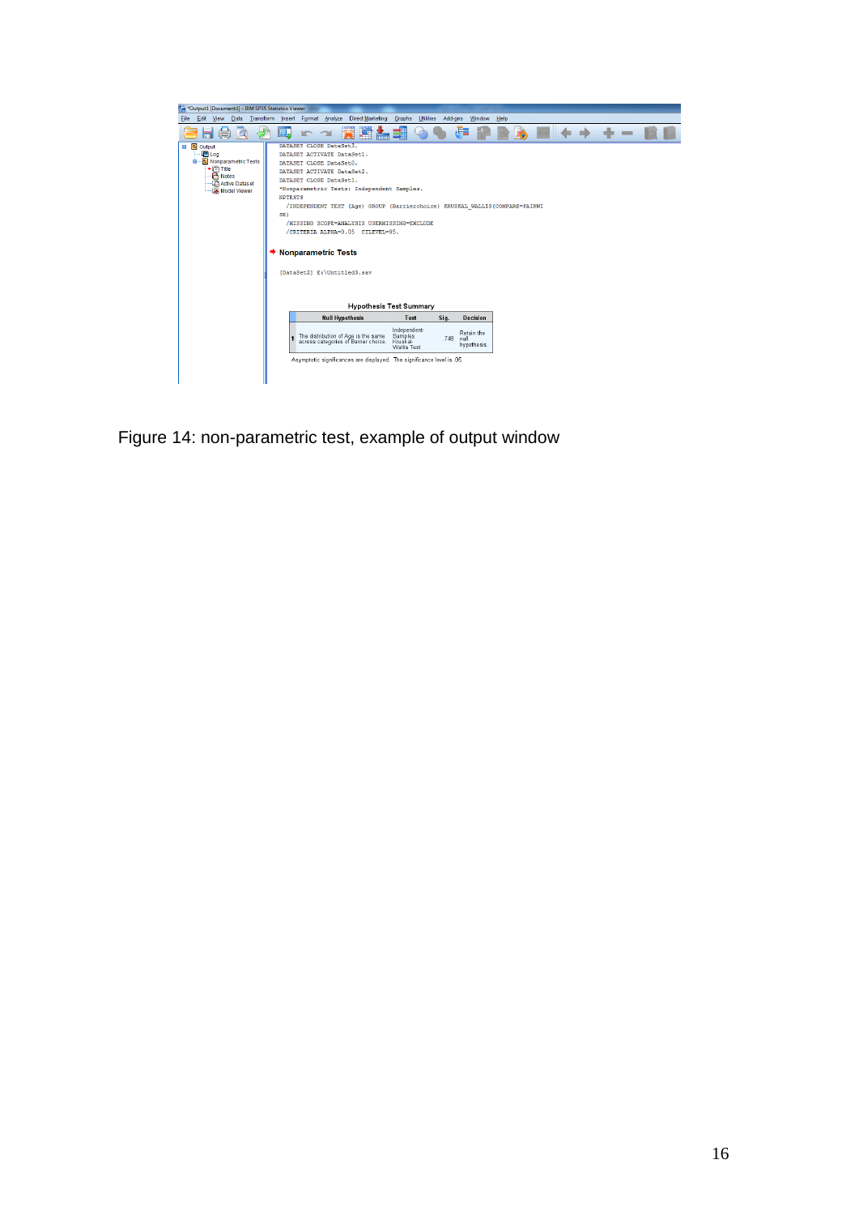```
DATASET CLOSE DataSet3.
DATASET ACTIVATE DataSet1.
DATASET CLOSE DataSet0.
DATASET ACTIVATE DataSet2.
DATASET CLOSE DataSet1.
*Nonparametric Tests: Independent Samples.
NPTESTS
  /INDEPENDENT TEST (Age) GROUP (Barrierchoice) KRUSKAL_WALLIS(COMPARE=PAIRWI
SE)
  /MISSING SCOPE=ANALYSIS USERMISSING=EXCLUDE
  /CRITERIA ALPHA=0.05  CILEVEL=95.
```

**Nonparametric Tests**

[DataSet2] E:\Untitled3.sav

**Hypothesis Test Summary**

| | Null Hypothesis | Test | Sig. | Decision |
|---|---|---|---|---|
| 1 | The distribution of Age is the same across categories of Barrier choice. | Independent-Samples Kruskal-Wallis Test | .748 | Retain the null hypothesis. |

Asymptotic significances are displayed. The significance level is .05.

Figure 14: non-parametric test, example of output window